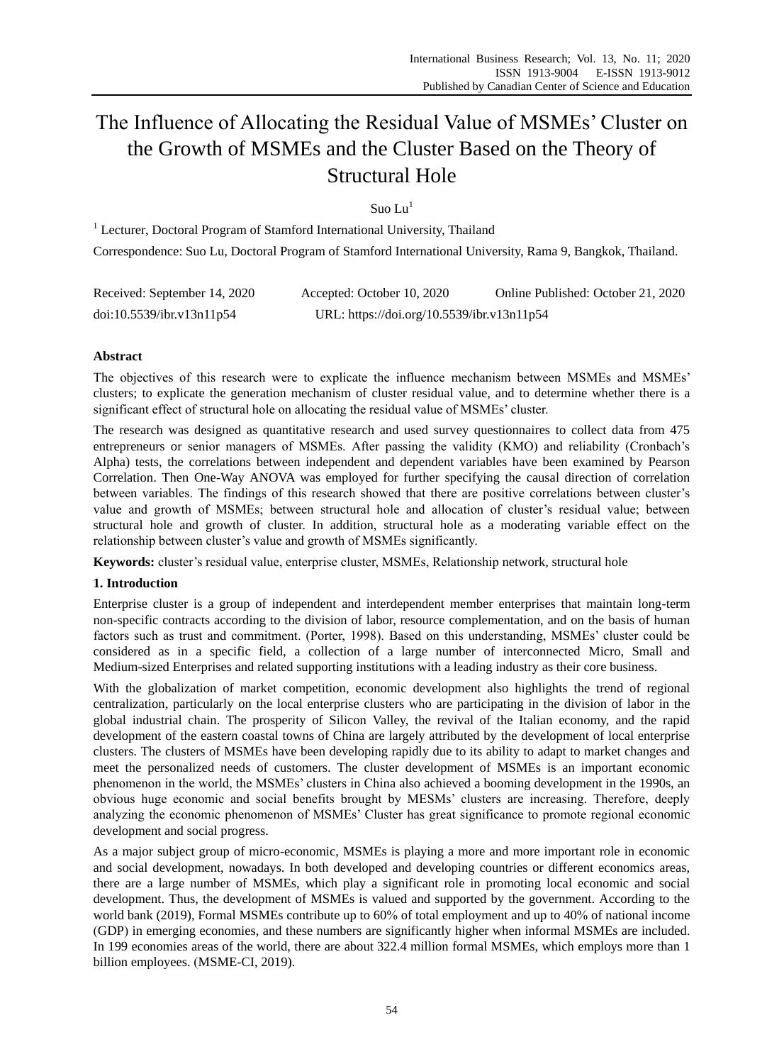# The Influence of Allocating the Residual Value of MSMEs' Cluster on the Growth of MSMEs and the Cluster Based on the Theory of Structural Hole

Suo Lu[1]

[1] Lecturer, Doctoral Program of Stamford International University, Thailand

Correspondence: Suo Lu, Doctoral Program of Stamford International University, Rama 9, Bangkok, Thailand.

Received: September 14, 2020 Accepted: October 10, 2020 Online Published: October 21, 2020

doi:10.5539/ibr.v13n11p54 URL: https://doi.org/10.5539/ibr.v13n11p54

## Abstract

The objectives of this research were to explicate the influence mechanism between MSMEs and MSMEs' clusters; to explicate the generation mechanism of cluster residual value, and to determine whether there is a significant effect of structural hole on allocating the residual value of MSMEs' cluster.

The research was designed as quantitative research and used survey questionnaires to collect data from 475 entrepreneurs or senior managers of MSMEs. After passing the validity (KMO) and reliability (Cronbach's Alpha) tests, the correlations between independent and dependent variables have been examined by Pearson Correlation. Then One-Way ANOVA was employed for further specifying the causal direction of correlation between variables. The findings of this research showed that there are positive correlations between cluster's value and growth of MSMEs; between structural hole and allocation of cluster's residual value; between structural hole and growth of cluster. In addition, structural hole as a moderating variable effect on the relationship between cluster's value and growth of MSMEs significantly.

**Keywords:** cluster's residual value, enterprise cluster, MSMEs, Relationship network, structural hole

## 1. Introduction

Enterprise cluster is a group of independent and interdependent member enterprises that maintain long-term non-specific contracts according to the division of labor, resource complementation, and on the basis of human factors such as trust and commitment. (Porter, 1998). Based on this understanding, MSMEs' cluster could be considered as in a specific field, a collection of a large number of interconnected Micro, Small and Medium-sized Enterprises and related supporting institutions with a leading industry as their core business.

With the globalization of market competition, economic development also highlights the trend of regional centralization, particularly on the local enterprise clusters who are participating in the division of labor in the global industrial chain. The prosperity of Silicon Valley, the revival of the Italian economy, and the rapid development of the eastern coastal towns of China are largely attributed by the development of local enterprise clusters. The clusters of MSMEs have been developing rapidly due to its ability to adapt to market changes and meet the personalized needs of customers. The cluster development of MSMEs is an important economic phenomenon in the world, the MSMEs' clusters in China also achieved a booming development in the 1990s, an obvious huge economic and social benefits brought by MESMs' clusters are increasing. Therefore, deeply analyzing the economic phenomenon of MSMEs' Cluster has great significance to promote regional economic development and social progress.

As a major subject group of micro-economic, MSMEs is playing a more and more important role in economic and social development, nowadays. In both developed and developing countries or different economics areas, there are a large number of MSMEs, which play a significant role in promoting local economic and social development. Thus, the development of MSMEs is valued and supported by the government. According to the world bank (2019), Formal MSMEs contribute up to 60% of total employment and up to 40% of national income (GDP) in emerging economies, and these numbers are significantly higher when informal MSMEs are included. In 199 economies areas of the world, there are about 322.4 million formal MSMEs, which employs more than 1 billion employees. (MSME-CI, 2019).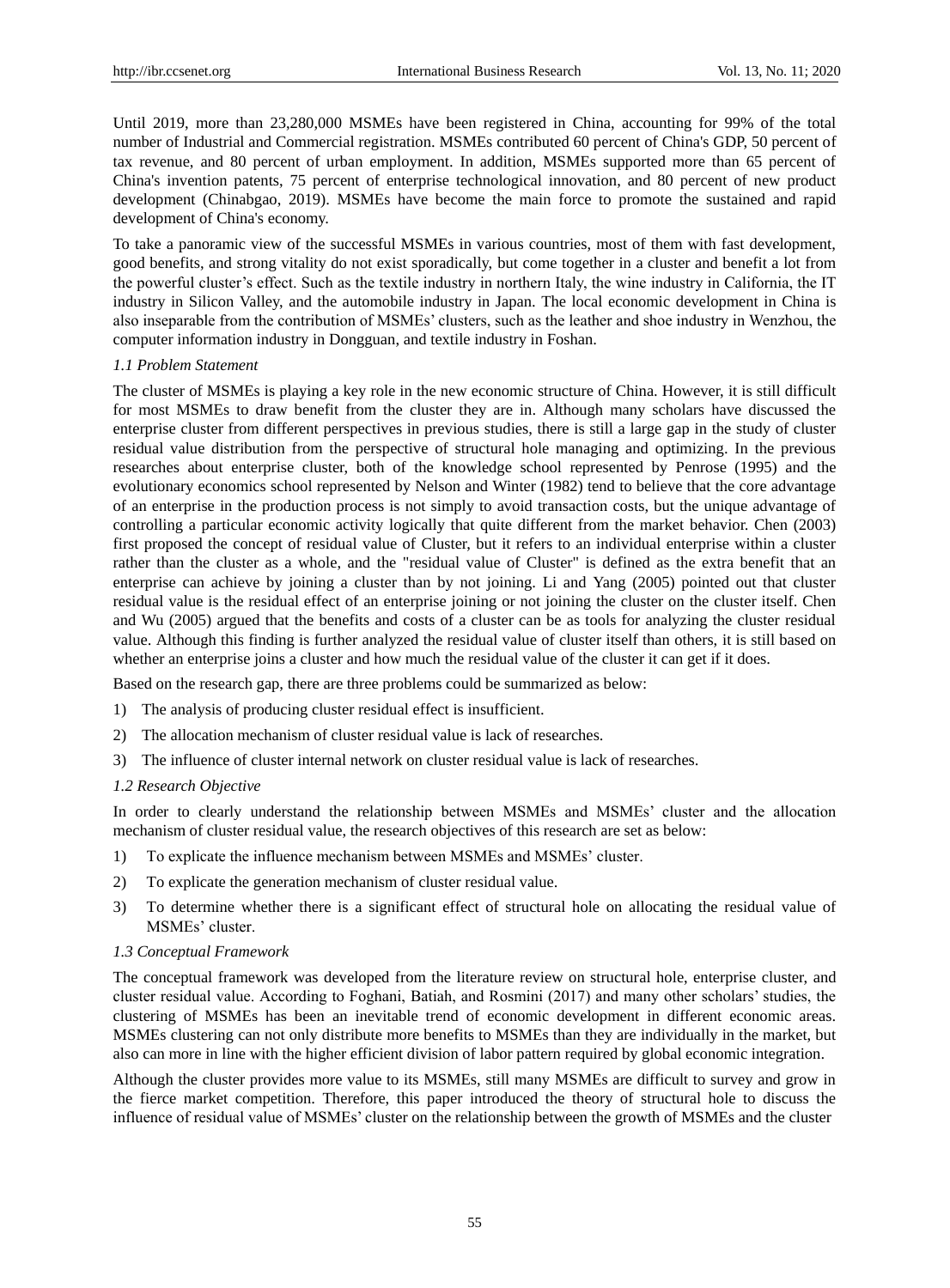Until 2019, more than 23,280,000 MSMEs have been registered in China, accounting for 99% of the total number of Industrial and Commercial registration. MSMEs contributed 60 percent of China's GDP, 50 percent of tax revenue, and 80 percent of urban employment. In addition, MSMEs supported more than 65 percent of China's invention patents, 75 percent of enterprise technological innovation, and 80 percent of new product development (Chinabgao, 2019). MSMEs have become the main force to promote the sustained and rapid development of China's economy.

To take a panoramic view of the successful MSMEs in various countries, most of them with fast development, good benefits, and strong vitality do not exist sporadically, but come together in a cluster and benefit a lot from the powerful cluster's effect. Such as the textile industry in northern Italy, the wine industry in California, the IT industry in Silicon Valley, and the automobile industry in Japan. The local economic development in China is also inseparable from the contribution of MSMEs' clusters, such as the leather and shoe industry in Wenzhou, the computer information industry in Dongguan, and textile industry in Foshan.

### *1.1 Problem Statement*

The cluster of MSMEs is playing a key role in the new economic structure of China. However, it is still difficult for most MSMEs to draw benefit from the cluster they are in. Although many scholars have discussed the enterprise cluster from different perspectives in previous studies, there is still a large gap in the study of cluster residual value distribution from the perspective of structural hole managing and optimizing. In the previous researches about enterprise cluster, both of the knowledge school represented by Penrose (1995) and the evolutionary economics school represented by Nelson and Winter (1982) tend to believe that the core advantage of an enterprise in the production process is not simply to avoid transaction costs, but the unique advantage of controlling a particular economic activity logically that quite different from the market behavior. Chen (2003) first proposed the concept of residual value of Cluster, but it refers to an individual enterprise within a cluster rather than the cluster as a whole, and the "residual value of Cluster" is defined as the extra benefit that an enterprise can achieve by joining a cluster than by not joining. Li and Yang (2005) pointed out that cluster residual value is the residual effect of an enterprise joining or not joining the cluster on the cluster itself. Chen and Wu (2005) argued that the benefits and costs of a cluster can be as tools for analyzing the cluster residual value. Although this finding is further analyzed the residual value of cluster itself than others, it is still based on whether an enterprise joins a cluster and how much the residual value of the cluster it can get if it does.

Based on the research gap, there are three problems could be summarized as below:

1) The analysis of producing cluster residual effect is insufficient.
2) The allocation mechanism of cluster residual value is lack of researches.
3) The influence of cluster internal network on cluster residual value is lack of researches.

### *1.2 Research Objective*

In order to clearly understand the relationship between MSMEs and MSMEs' cluster and the allocation mechanism of cluster residual value, the research objectives of this research are set as below:

1) To explicate the influence mechanism between MSMEs and MSMEs' cluster.
2) To explicate the generation mechanism of cluster residual value.
3) To determine whether there is a significant effect of structural hole on allocating the residual value of MSMEs' cluster.

### *1.3 Conceptual Framework*

The conceptual framework was developed from the literature review on structural hole, enterprise cluster, and cluster residual value. According to Foghani, Batiah, and Rosmini (2017) and many other scholars' studies, the clustering of MSMEs has been an inevitable trend of economic development in different economic areas. MSMEs clustering can not only distribute more benefits to MSMEs than they are individually in the market, but also can more in line with the higher efficient division of labor pattern required by global economic integration.

Although the cluster provides more value to its MSMEs, still many MSMEs are difficult to survey and grow in the fierce market competition. Therefore, this paper introduced the theory of structural hole to discuss the influence of residual value of MSMEs' cluster on the relationship between the growth of MSMEs and the cluster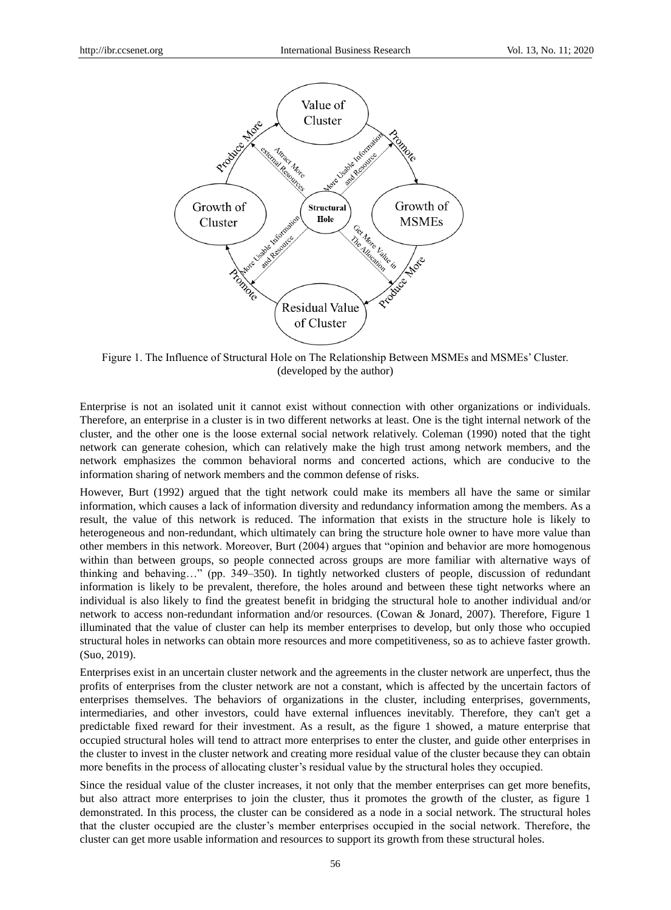Figure 1. The Influence of Structural Hole on The Relationship Between MSMEs and MSMEs' Cluster. (developed by the author)

Enterprise is not an isolated unit it cannot exist without connection with other organizations or individuals. Therefore, an enterprise in a cluster is in two different networks at least. One is the tight internal network of the cluster, and the other one is the loose external social network relatively. Coleman (1990) noted that the tight network can generate cohesion, which can relatively make the high trust among network members, and the network emphasizes the common behavioral norms and concerted actions, which are conducive to the information sharing of network members and the common defense of risks.

However, Burt (1992) argued that the tight network could make its members all have the same or similar information, which causes a lack of information diversity and redundancy information among the members. As a result, the value of this network is reduced. The information that exists in the structure hole is likely to heterogeneous and non-redundant, which ultimately can bring the structure hole owner to have more value than other members in this network. Moreover, Burt (2004) argues that "opinion and behavior are more homogenous within than between groups, so people connected across groups are more familiar with alternative ways of thinking and behaving…" (pp. 349–350). In tightly networked clusters of people, discussion of redundant information is likely to be prevalent, therefore, the holes around and between these tight networks where an individual is also likely to find the greatest benefit in bridging the structural hole to another individual and/or network to access non-redundant information and/or resources. (Cowan & Jonard, 2007). Therefore, Figure 1 illuminated that the value of cluster can help its member enterprises to develop, but only those who occupied structural holes in networks can obtain more resources and more competitiveness, so as to achieve faster growth. (Suo, 2019).

Enterprises exist in an uncertain cluster network and the agreements in the cluster network are unperfect, thus the profits of enterprises from the cluster network are not a constant, which is affected by the uncertain factors of enterprises themselves. The behaviors of organizations in the cluster, including enterprises, governments, intermediaries, and other investors, could have external influences inevitably. Therefore, they can't get a predictable fixed reward for their investment. As a result, as the figure 1 showed, a mature enterprise that occupied structural holes will tend to attract more enterprises to enter the cluster, and guide other enterprises in the cluster to invest in the cluster network and creating more residual value of the cluster because they can obtain more benefits in the process of allocating cluster's residual value by the structural holes they occupied.

Since the residual value of the cluster increases, it not only that the member enterprises can get more benefits, but also attract more enterprises to join the cluster, thus it promotes the growth of the cluster, as figure 1 demonstrated. In this process, the cluster can be considered as a node in a social network. The structural holes that the cluster occupied are the cluster's member enterprises occupied in the social network. Therefore, the cluster can get more usable information and resources to support its growth from these structural holes.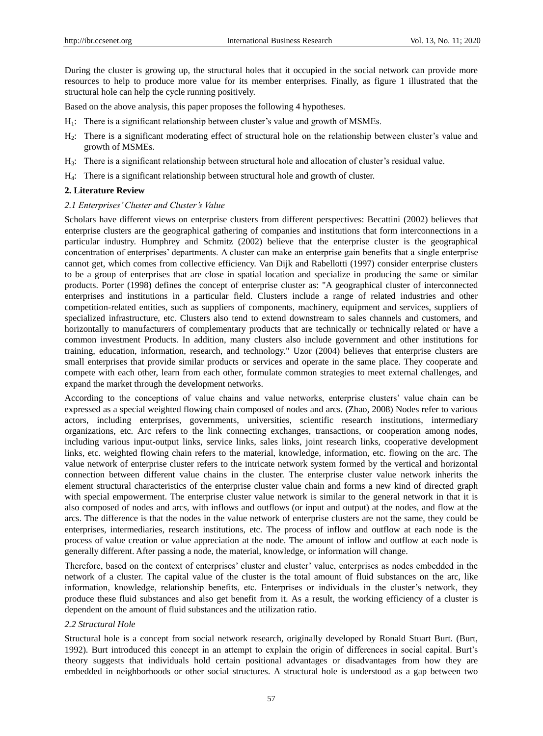During the cluster is growing up, the structural holes that it occupied in the social network can provide more resources to help to produce more value for its member enterprises. Finally, as figure 1 illustrated that the structural hole can help the cycle running positively.

Based on the above analysis, this paper proposes the following 4 hypotheses.

$H_1$: There is a significant relationship between cluster's value and growth of MSMEs.

$H_2$: There is a significant moderating effect of structural hole on the relationship between cluster's value and growth of MSMEs.

$H_3$: There is a significant relationship between structural hole and allocation of cluster's residual value.

$H_4$: There is a significant relationship between structural hole and growth of cluster.

## 2. Literature Review

### *2.1 Enterprises' Cluster and Cluster's Value*

Scholars have different views on enterprise clusters from different perspectives: Becattini (2002) believes that enterprise clusters are the geographical gathering of companies and institutions that form interconnections in a particular industry. Humphrey and Schmitz (2002) believe that the enterprise cluster is the geographical concentration of enterprises' departments. A cluster can make an enterprise gain benefits that a single enterprise cannot get, which comes from collective efficiency. Van Dijk and Rabellotti (1997) consider enterprise clusters to be a group of enterprises that are close in spatial location and specialize in producing the same or similar products. Porter (1998) defines the concept of enterprise cluster as: "A geographical cluster of interconnected enterprises and institutions in a particular field. Clusters include a range of related industries and other competition-related entities, such as suppliers of components, machinery, equipment and services, suppliers of specialized infrastructure, etc. Clusters also tend to extend downstream to sales channels and customers, and horizontally to manufacturers of complementary products that are technically or technically related or have a common investment Products. In addition, many clusters also include government and other institutions for training, education, information, research, and technology." Uzor (2004) believes that enterprise clusters are small enterprises that provide similar products or services and operate in the same place. They cooperate and compete with each other, learn from each other, formulate common strategies to meet external challenges, and expand the market through the development networks.

According to the conceptions of value chains and value networks, enterprise clusters' value chain can be expressed as a special weighted flowing chain composed of nodes and arcs. (Zhao, 2008) Nodes refer to various actors, including enterprises, governments, universities, scientific research institutions, intermediary organizations, etc. Arc refers to the link connecting exchanges, transactions, or cooperation among nodes, including various input-output links, service links, sales links, joint research links, cooperative development links, etc. weighted flowing chain refers to the material, knowledge, information, etc. flowing on the arc. The value network of enterprise cluster refers to the intricate network system formed by the vertical and horizontal connection between different value chains in the cluster. The enterprise cluster value network inherits the element structural characteristics of the enterprise cluster value chain and forms a new kind of directed graph with special empowerment. The enterprise cluster value network is similar to the general network in that it is also composed of nodes and arcs, with inflows and outflows (or input and output) at the nodes, and flow at the arcs. The difference is that the nodes in the value network of enterprise clusters are not the same, they could be enterprises, intermediaries, research institutions, etc. The process of inflow and outflow at each node is the process of value creation or value appreciation at the node. The amount of inflow and outflow at each node is generally different. After passing a node, the material, knowledge, or information will change.

Therefore, based on the context of enterprises' cluster and cluster' value, enterprises as nodes embedded in the network of a cluster. The capital value of the cluster is the total amount of fluid substances on the arc, like information, knowledge, relationship benefits, etc. Enterprises or individuals in the cluster's network, they produce these fluid substances and also get benefit from it. As a result, the working efficiency of a cluster is dependent on the amount of fluid substances and the utilization ratio.

### *2.2 Structural Hole*

Structural hole is a concept from social network research, originally developed by Ronald Stuart Burt. (Burt, 1992). Burt introduced this concept in an attempt to explain the origin of differences in social capital. Burt's theory suggests that individuals hold certain positional advantages or disadvantages from how they are embedded in neighborhoods or other social structures. A structural hole is understood as a gap between two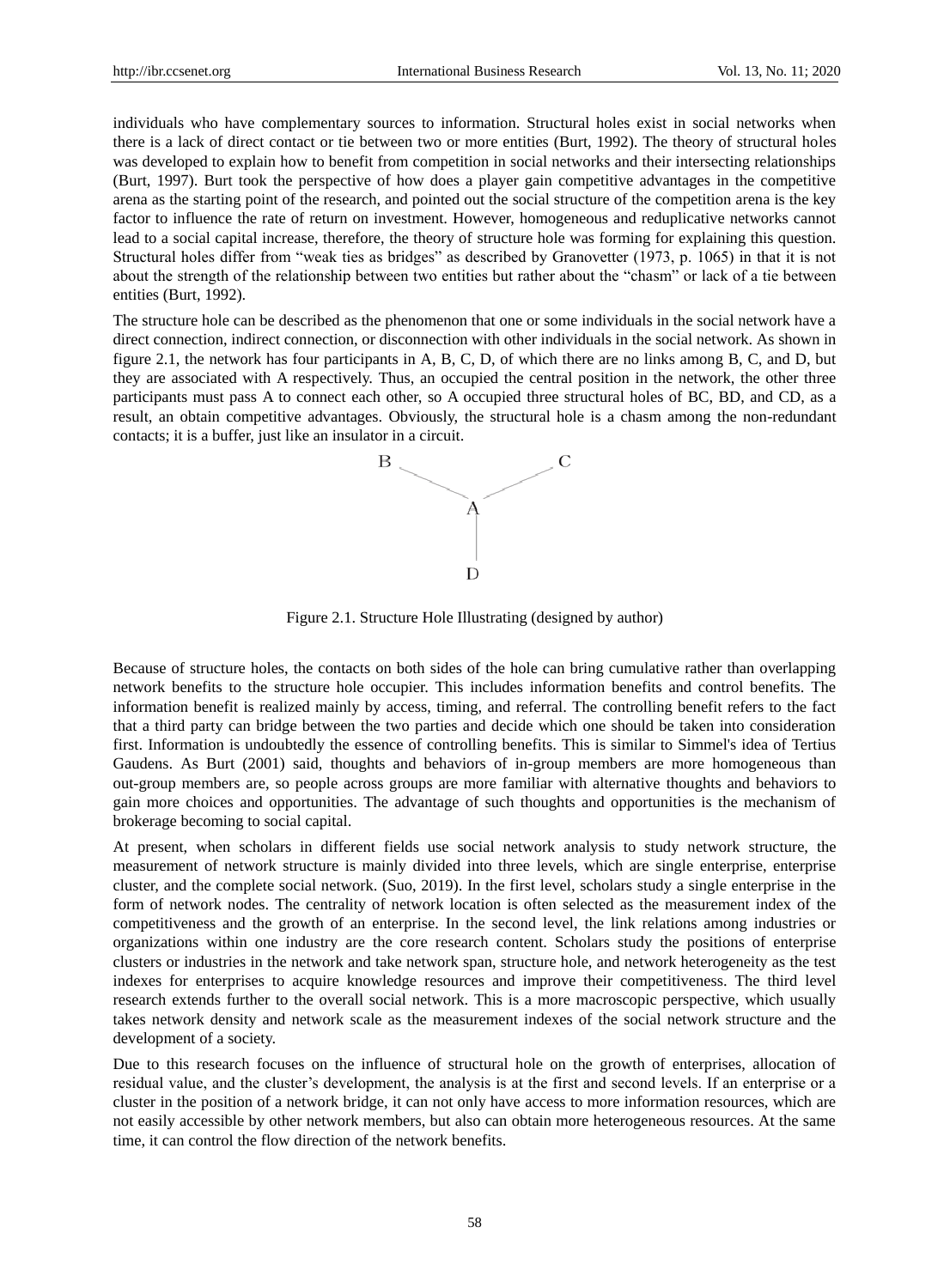individuals who have complementary sources to information. Structural holes exist in social networks when there is a lack of direct contact or tie between two or more entities (Burt, 1992). The theory of structural holes was developed to explain how to benefit from competition in social networks and their intersecting relationships (Burt, 1997). Burt took the perspective of how does a player gain competitive advantages in the competitive arena as the starting point of the research, and pointed out the social structure of the competition arena is the key factor to influence the rate of return on investment. However, homogeneous and reduplicative networks cannot lead to a social capital increase, therefore, the theory of structure hole was forming for explaining this question. Structural holes differ from "weak ties as bridges" as described by Granovetter (1973, p. 1065) in that it is not about the strength of the relationship between two entities but rather about the "chasm" or lack of a tie between entities (Burt, 1992).

The structure hole can be described as the phenomenon that one or some individuals in the social network have a direct connection, indirect connection, or disconnection with other individuals in the social network. As shown in figure 2.1, the network has four participants in A, B, C, D, of which there are no links among B, C, and D, but they are associated with A respectively. Thus, an occupied the central position in the network, the other three participants must pass A to connect each other, so A occupied three structural holes of BC, BD, and CD, as a result, an obtain competitive advantages. Obviously, the structural hole is a chasm among the non-redundant contacts; it is a buffer, just like an insulator in a circuit.

Figure 2.1. Structure Hole Illustrating (designed by author)

Because of structure holes, the contacts on both sides of the hole can bring cumulative rather than overlapping network benefits to the structure hole occupier. This includes information benefits and control benefits. The information benefit is realized mainly by access, timing, and referral. The controlling benefit refers to the fact that a third party can bridge between the two parties and decide which one should be taken into consideration first. Information is undoubtedly the essence of controlling benefits. This is similar to Simmel's idea of Tertius Gaudens. As Burt (2001) said, thoughts and behaviors of in-group members are more homogeneous than out-group members are, so people across groups are more familiar with alternative thoughts and behaviors to gain more choices and opportunities. The advantage of such thoughts and opportunities is the mechanism of brokerage becoming to social capital.

At present, when scholars in different fields use social network analysis to study network structure, the measurement of network structure is mainly divided into three levels, which are single enterprise, enterprise cluster, and the complete social network. (Suo, 2019). In the first level, scholars study a single enterprise in the form of network nodes. The centrality of network location is often selected as the measurement index of the competitiveness and the growth of an enterprise. In the second level, the link relations among industries or organizations within one industry are the core research content. Scholars study the positions of enterprise clusters or industries in the network and take network span, structure hole, and network heterogeneity as the test indexes for enterprises to acquire knowledge resources and improve their competitiveness. The third level research extends further to the overall social network. This is a more macroscopic perspective, which usually takes network density and network scale as the measurement indexes of the social network structure and the development of a society.

Due to this research focuses on the influence of structural hole on the growth of enterprises, allocation of residual value, and the cluster's development, the analysis is at the first and second levels. If an enterprise or a cluster in the position of a network bridge, it can not only have access to more information resources, which are not easily accessible by other network members, but also can obtain more heterogeneous resources. At the same time, it can control the flow direction of the network benefits.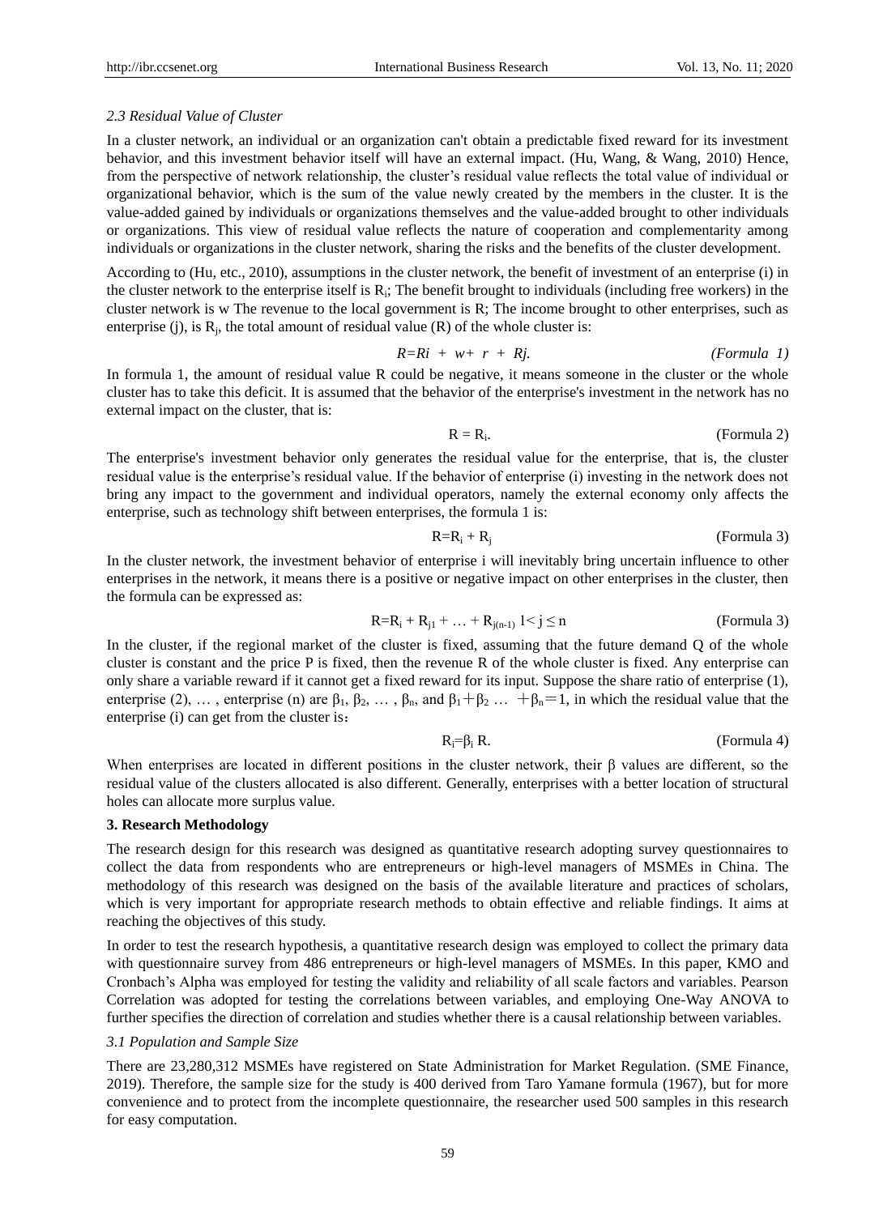### *2.3 Residual Value of Cluster*

In a cluster network, an individual or an organization can't obtain a predictable fixed reward for its investment behavior, and this investment behavior itself will have an external impact. (Hu, Wang, & Wang, 2010) Hence, from the perspective of network relationship, the cluster's residual value reflects the total value of individual or organizational behavior, which is the sum of the value newly created by the members in the cluster. It is the value-added gained by individuals or organizations themselves and the value-added brought to other individuals or organizations. This view of residual value reflects the nature of cooperation and complementarity among individuals or organizations in the cluster network, sharing the risks and the benefits of the cluster development.

According to (Hu, etc., 2010), assumptions in the cluster network, the benefit of investment of an enterprise (i) in the cluster network to the enterprise itself is $R_i$; The benefit brought to individuals (including free workers) in the cluster network is w The revenue to the local government is R; The income brought to other enterprises, such as enterprise (j), is $R_j$, the total amount of residual value (R) of the whole cluster is:

$$R=Ri + w+ r + Rj. \qquad \textit{(Formula 1)}$$

In formula 1, the amount of residual value R could be negative, it means someone in the cluster or the whole cluster has to take this deficit. It is assumed that the behavior of the enterprise's investment in the network has no external impact on the cluster, that is:

$$R = R_i. \qquad \text{(Formula 2)}$$

The enterprise's investment behavior only generates the residual value for the enterprise, that is, the cluster residual value is the enterprise's residual value. If the behavior of enterprise (i) investing in the network does not bring any impact to the government and individual operators, namely the external economy only affects the enterprise, such as technology shift between enterprises, the formula 1 is:

$$R=R_i + R_j \qquad \text{(Formula 3)}$$

In the cluster network, the investment behavior of enterprise i will inevitably bring uncertain influence to other enterprises in the network, it means there is a positive or negative impact on other enterprises in the cluster, then the formula can be expressed as:

$$R=R_i + R_{j1} + \ldots + R_{j(n-1)} \quad 1< j \leq n \qquad \text{(Formula 3)}$$

In the cluster, if the regional market of the cluster is fixed, assuming that the future demand Q of the whole cluster is constant and the price P is fixed, then the revenue R of the whole cluster is fixed. Any enterprise can only share a variable reward if it cannot get a fixed reward for its input. Suppose the share ratio of enterprise (1), enterprise (2), … , enterprise (n) are $\beta_1$, $\beta_2$, … , $\beta_n$, and $\beta_1+\beta_2 \ldots +\beta_n=1$, in which the residual value that the enterprise (i) can get from the cluster is：

$$R_i=\beta_i R. \qquad \text{(Formula 4)}$$

When enterprises are located in different positions in the cluster network, their β values are different, so the residual value of the clusters allocated is also different. Generally, enterprises with a better location of structural holes can allocate more surplus value.

## 3. Research Methodology

The research design for this research was designed as quantitative research adopting survey questionnaires to collect the data from respondents who are entrepreneurs or high-level managers of MSMEs in China. The methodology of this research was designed on the basis of the available literature and practices of scholars, which is very important for appropriate research methods to obtain effective and reliable findings. It aims at reaching the objectives of this study.

In order to test the research hypothesis, a quantitative research design was employed to collect the primary data with questionnaire survey from 486 entrepreneurs or high-level managers of MSMEs. In this paper, KMO and Cronbach's Alpha was employed for testing the validity and reliability of all scale factors and variables. Pearson Correlation was adopted for testing the correlations between variables, and employing One-Way ANOVA to further specifies the direction of correlation and studies whether there is a causal relationship between variables.

### *3.1 Population and Sample Size*

There are 23,280,312 MSMEs have registered on State Administration for Market Regulation. (SME Finance, 2019). Therefore, the sample size for the study is 400 derived from Taro Yamane formula (1967), but for more convenience and to protect from the incomplete questionnaire, the researcher used 500 samples in this research for easy computation.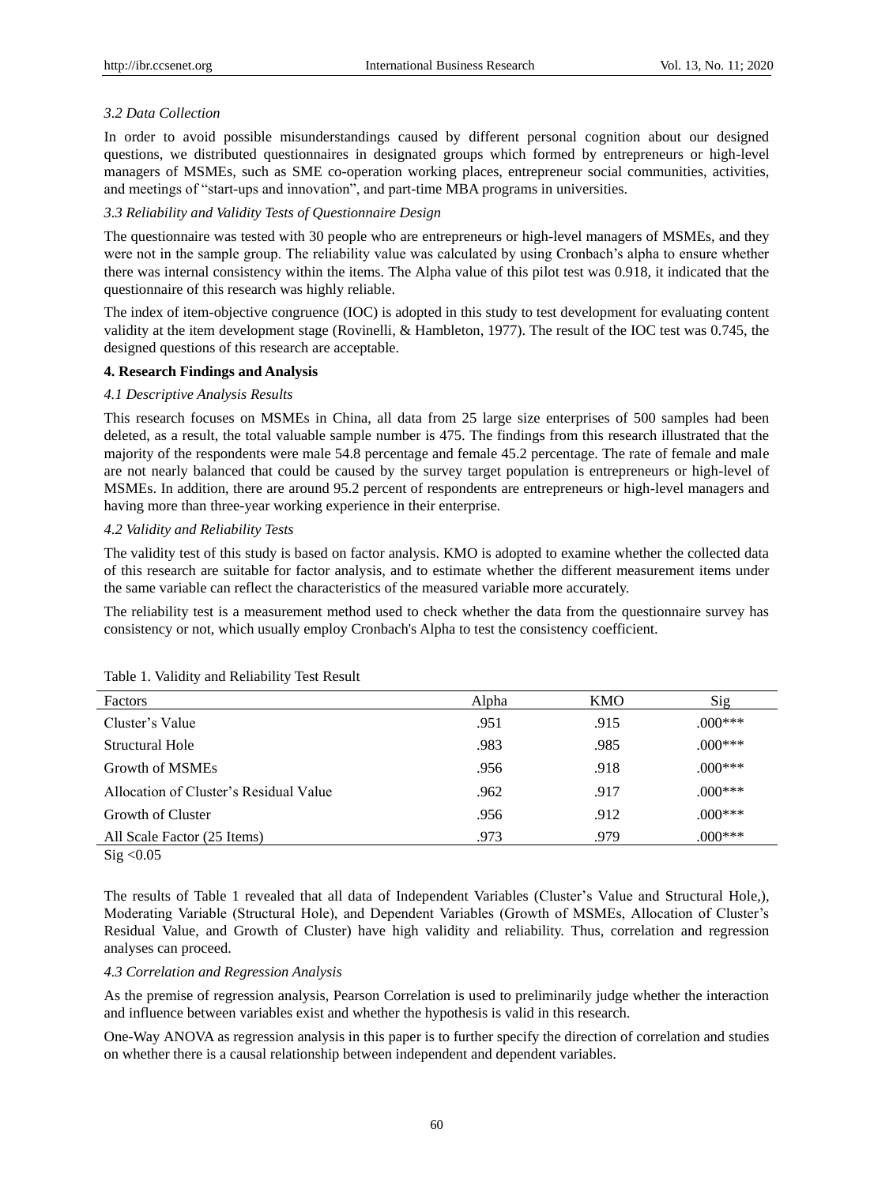### *3.2 Data Collection*

In order to avoid possible misunderstandings caused by different personal cognition about our designed questions, we distributed questionnaires in designated groups which formed by entrepreneurs or high-level managers of MSMEs, such as SME co-operation working places, entrepreneur social communities, activities, and meetings of "start-ups and innovation", and part-time MBA programs in universities.

### *3.3 Reliability and Validity Tests of Questionnaire Design*

The questionnaire was tested with 30 people who are entrepreneurs or high-level managers of MSMEs, and they were not in the sample group. The reliability value was calculated by using Cronbach's alpha to ensure whether there was internal consistency within the items. The Alpha value of this pilot test was 0.918, it indicated that the questionnaire of this research was highly reliable.

The index of item-objective congruence (IOC) is adopted in this study to test development for evaluating content validity at the item development stage (Rovinelli, & Hambleton, 1977). The result of the IOC test was 0.745, the designed questions of this research are acceptable.

## **4. Research Findings and Analysis**

### *4.1 Descriptive Analysis Results*

This research focuses on MSMEs in China, all data from 25 large size enterprises of 500 samples had been deleted, as a result, the total valuable sample number is 475. The findings from this research illustrated that the majority of the respondents were male 54.8 percentage and female 45.2 percentage. The rate of female and male are not nearly balanced that could be caused by the survey target population is entrepreneurs or high-level of MSMEs. In addition, there are around 95.2 percent of respondents are entrepreneurs or high-level managers and having more than three-year working experience in their enterprise.

### *4.2 Validity and Reliability Tests*

The validity test of this study is based on factor analysis. KMO is adopted to examine whether the collected data of this research are suitable for factor analysis, and to estimate whether the different measurement items under the same variable can reflect the characteristics of the measured variable more accurately.

The reliability test is a measurement method used to check whether the data from the questionnaire survey has consistency or not, which usually employ Cronbach's Alpha to test the consistency coefficient.

Table 1. Validity and Reliability Test Result

| Factors | Alpha | KMO | Sig |
|---|---|---|---|
| Cluster's Value | .951 | .915 | .000*** |
| Structural Hole | .983 | .985 | .000*** |
| Growth of MSMEs | .956 | .918 | .000*** |
| Allocation of Cluster's Residual Value | .962 | .917 | .000*** |
| Growth of Cluster | .956 | .912 | .000*** |
| All Scale Factor (25 Items) | .973 | .979 | .000*** |

Sig <0.05

The results of Table 1 revealed that all data of Independent Variables (Cluster's Value and Structural Hole,), Moderating Variable (Structural Hole), and Dependent Variables (Growth of MSMEs, Allocation of Cluster's Residual Value, and Growth of Cluster) have high validity and reliability. Thus, correlation and regression analyses can proceed.

### *4.3 Correlation and Regression Analysis*

As the premise of regression analysis, Pearson Correlation is used to preliminarily judge whether the interaction and influence between variables exist and whether the hypothesis is valid in this research.

One-Way ANOVA as regression analysis in this paper is to further specify the direction of correlation and studies on whether there is a causal relationship between independent and dependent variables.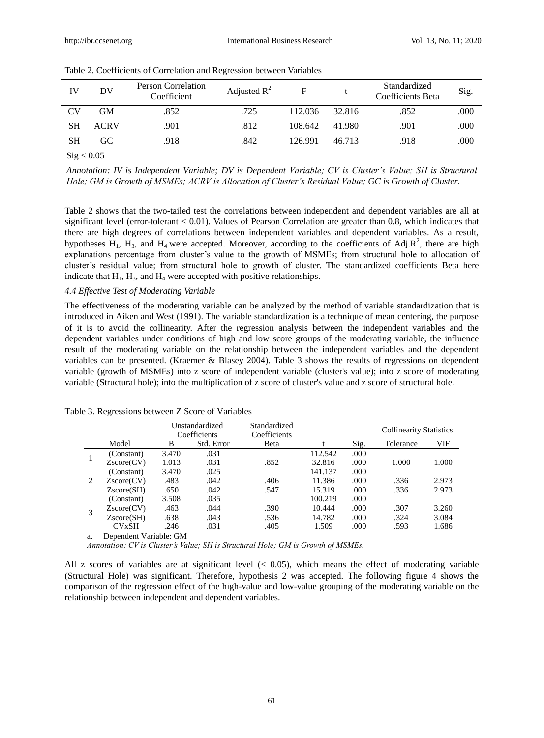Table 2. Coefficients of Correlation and Regression between Variables

| IV | DV | Person Correlation Coefficient | Adjusted $R^2$ | F | t | Standardized Coefficients Beta | Sig. |
|---|---|---|---|---|---|---|---|
| CV | GM | .852 | .725 | 112.036 | 32.816 | .852 | .000 |
| SH | ACRV | .901 | .812 | 108.642 | 41.980 | .901 | .000 |
| SH | GC | .918 | .842 | 126.991 | 46.713 | .918 | .000 |

Sig < 0.05

*Annotation: IV is Independent Variable; DV is Dependent Variable; CV is Cluster's Value; SH is Structural Hole; GM is Growth of MSMEs; ACRV is Allocation of Cluster's Residual Value; GC is Growth of Cluster.*

Table 2 shows that the two-tailed test the correlations between independent and dependent variables are all at significant level (error-tolerant < 0.01). Values of Pearson Correlation are greater than 0.8, which indicates that there are high degrees of correlations between independent variables and dependent variables. As a result, hypotheses $H_1$, $H_3$, and $H_4$ were accepted. Moreover, according to the coefficients of Adj.$R^2$, there are high explanations percentage from cluster's value to the growth of MSMEs; from structural hole to allocation of cluster's residual value; from structural hole to growth of cluster. The standardized coefficients Beta here indicate that $H_1$, $H_3$, and $H_4$ were accepted with positive relationships.

### *4.4 Effective Test of Moderating Variable*

The effectiveness of the moderating variable can be analyzed by the method of variable standardization that is introduced in Aiken and West (1991). The variable standardization is a technique of mean centering, the purpose of it is to avoid the collinearity. After the regression analysis between the independent variables and the dependent variables under conditions of high and low score groups of the moderating variable, the influence result of the moderating variable on the relationship between the independent variables and the dependent variables can be presented. (Kraemer & Blasey 2004). Table 3 shows the results of regressions on dependent variable (growth of MSMEs) into z score of independent variable (cluster's value); into z score of moderating variable (Structural hole); into the multiplication of z score of cluster's value and z score of structural hole.

Table 3. Regressions between Z Score of Variables

| | | Unstandardized Coefficients | | Standardized Coefficients | | | Collinearity Statistics | |
|---|---|---|---|---|---|---|---|---|
| | Model | B | Std. Error | Beta | t | Sig. | Tolerance | VIF |
| 1 | (Constant) | 3.470 | .031 | | 112.542 | .000 | | |
| | Zscore(CV) | 1.013 | .031 | .852 | 32.816 | .000 | 1.000 | 1.000 |
| 2 | (Constant) | 3.470 | .025 | | 141.137 | .000 | | |
| | Zscore(CV) | .483 | .042 | .406 | 11.386 | .000 | .336 | 2.973 |
| | Zscore(SH) | .650 | .042 | .547 | 15.319 | .000 | .336 | 2.973 |
| 3 | (Constant) | 3.508 | .035 | | 100.219 | .000 | | |
| | Zscore(CV) | .463 | .044 | .390 | 10.444 | .000 | .307 | 3.260 |
| | Zscore(SH) | .638 | .043 | .536 | 14.782 | .000 | .324 | 3.084 |
| | CVxSH | .246 | .031 | .405 | 1.509 | .000 | .593 | 1.686 |

a. Dependent Variable: GM

*Annotation: CV is Cluster's Value; SH is Structural Hole; GM is Growth of MSMEs.*

All z scores of variables are at significant level (< 0.05), which means the effect of moderating variable (Structural Hole) was significant. Therefore, hypothesis 2 was accepted. The following figure 4 shows the comparison of the regression effect of the high-value and low-value grouping of the moderating variable on the relationship between independent and dependent variables.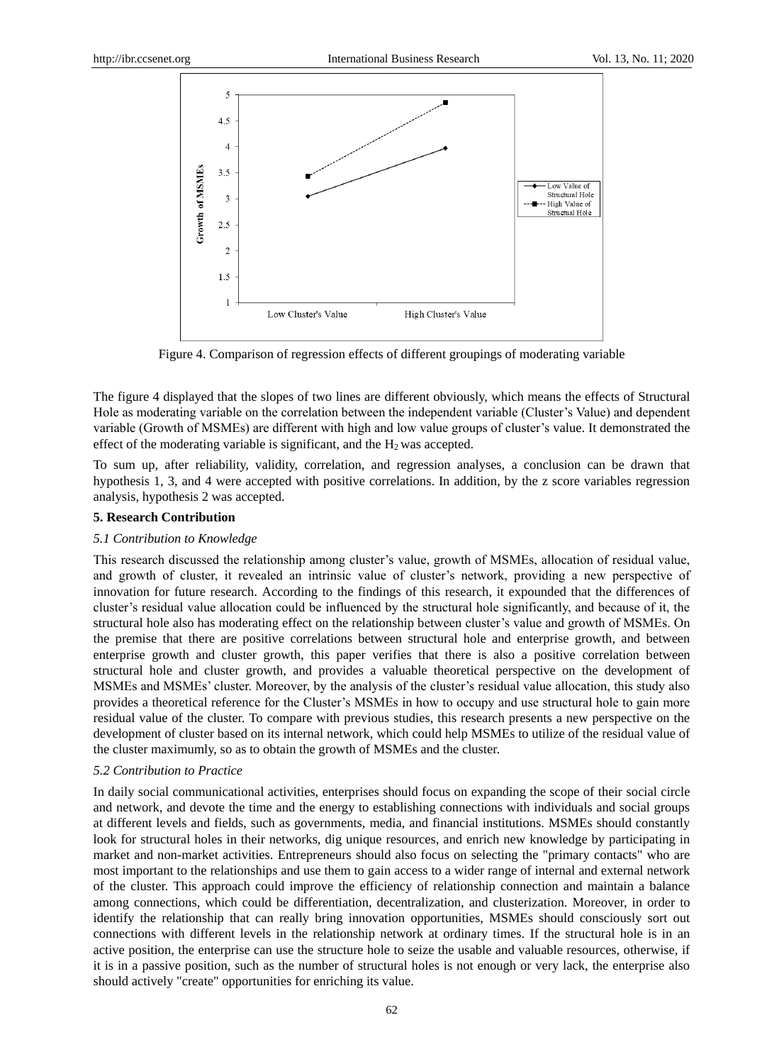Figure 4. Comparison of regression effects of different groupings of moderating variable

The figure 4 displayed that the slopes of two lines are different obviously, which means the effects of Structural Hole as moderating variable on the correlation between the independent variable (Cluster's Value) and dependent variable (Growth of MSMEs) are different with high and low value groups of cluster's value. It demonstrated the effect of the moderating variable is significant, and the $H_2$ was accepted.

To sum up, after reliability, validity, correlation, and regression analyses, a conclusion can be drawn that hypothesis 1, 3, and 4 were accepted with positive correlations. In addition, by the z score variables regression analysis, hypothesis 2 was accepted.

## 5. Research Contribution

### *5.1 Contribution to Knowledge*

This research discussed the relationship among cluster's value, growth of MSMEs, allocation of residual value, and growth of cluster, it revealed an intrinsic value of cluster's network, providing a new perspective of innovation for future research. According to the findings of this research, it expounded that the differences of cluster's residual value allocation could be influenced by the structural hole significantly, and because of it, the structural hole also has moderating effect on the relationship between cluster's value and growth of MSMEs. On the premise that there are positive correlations between structural hole and enterprise growth, and between enterprise growth and cluster growth, this paper verifies that there is also a positive correlation between structural hole and cluster growth, and provides a valuable theoretical perspective on the development of MSMEs and MSMEs' cluster. Moreover, by the analysis of the cluster's residual value allocation, this study also provides a theoretical reference for the Cluster's MSMEs in how to occupy and use structural hole to gain more residual value of the cluster. To compare with previous studies, this research presents a new perspective on the development of cluster based on its internal network, which could help MSMEs to utilize of the residual value of the cluster maximumly, so as to obtain the growth of MSMEs and the cluster.

### *5.2 Contribution to Practice*

In daily social communicational activities, enterprises should focus on expanding the scope of their social circle and network, and devote the time and the energy to establishing connections with individuals and social groups at different levels and fields, such as governments, media, and financial institutions. MSMEs should constantly look for structural holes in their networks, dig unique resources, and enrich new knowledge by participating in market and non-market activities. Entrepreneurs should also focus on selecting the "primary contacts" who are most important to the relationships and use them to gain access to a wider range of internal and external network of the cluster. This approach could improve the efficiency of relationship connection and maintain a balance among connections, which could be differentiation, decentralization, and clusterization. Moreover, in order to identify the relationship that can really bring innovation opportunities, MSMEs should consciously sort out connections with different levels in the relationship network at ordinary times. If the structural hole is in an active position, the enterprise can use the structure hole to seize the usable and valuable resources, otherwise, if it is in a passive position, such as the number of structural holes is not enough or very lack, the enterprise also should actively "create" opportunities for enriching its value.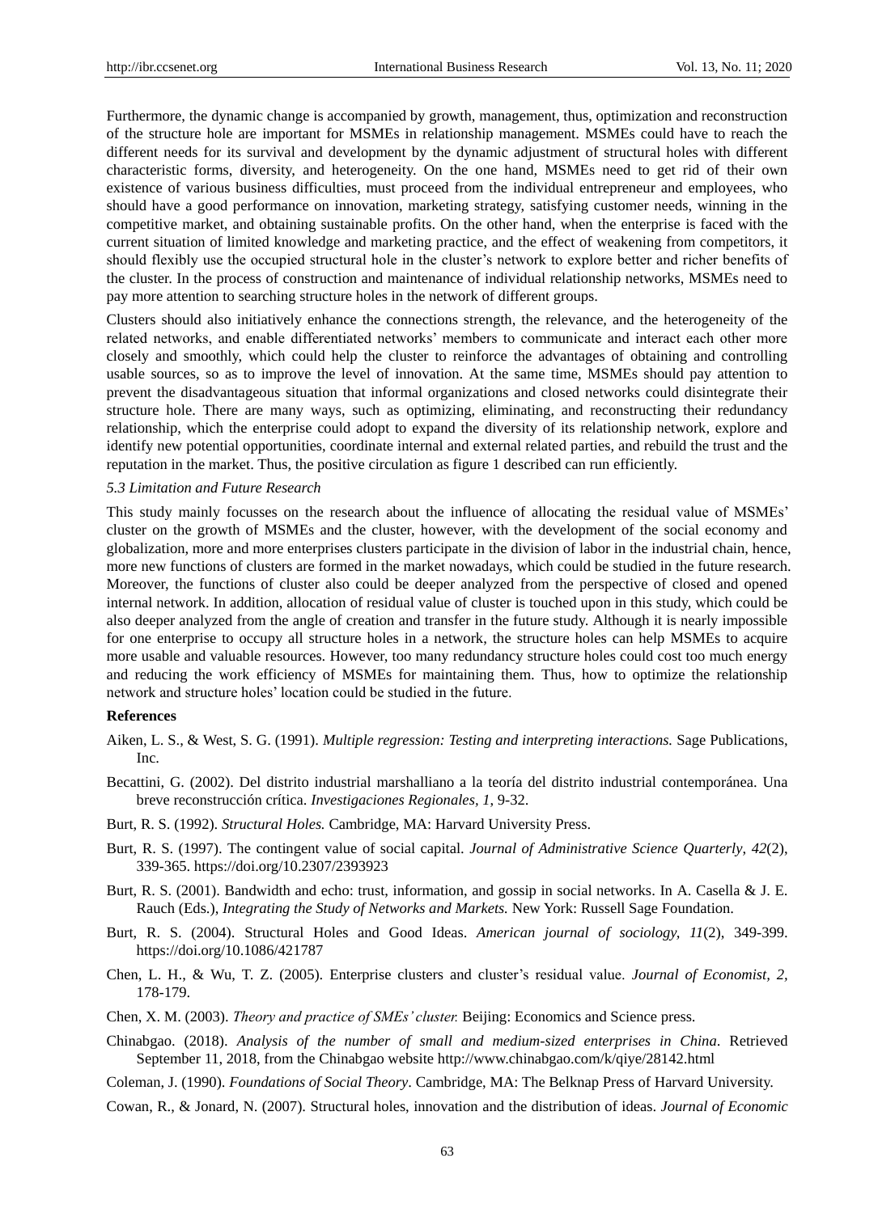Furthermore, the dynamic change is accompanied by growth, management, thus, optimization and reconstruction of the structure hole are important for MSMEs in relationship management. MSMEs could have to reach the different needs for its survival and development by the dynamic adjustment of structural holes with different characteristic forms, diversity, and heterogeneity. On the one hand, MSMEs need to get rid of their own existence of various business difficulties, must proceed from the individual entrepreneur and employees, who should have a good performance on innovation, marketing strategy, satisfying customer needs, winning in the competitive market, and obtaining sustainable profits. On the other hand, when the enterprise is faced with the current situation of limited knowledge and marketing practice, and the effect of weakening from competitors, it should flexibly use the occupied structural hole in the cluster's network to explore better and richer benefits of the cluster. In the process of construction and maintenance of individual relationship networks, MSMEs need to pay more attention to searching structure holes in the network of different groups.

Clusters should also initiatively enhance the connections strength, the relevance, and the heterogeneity of the related networks, and enable differentiated networks' members to communicate and interact each other more closely and smoothly, which could help the cluster to reinforce the advantages of obtaining and controlling usable sources, so as to improve the level of innovation. At the same time, MSMEs should pay attention to prevent the disadvantageous situation that informal organizations and closed networks could disintegrate their structure hole. There are many ways, such as optimizing, eliminating, and reconstructing their redundancy relationship, which the enterprise could adopt to expand the diversity of its relationship network, explore and identify new potential opportunities, coordinate internal and external related parties, and rebuild the trust and the reputation in the market. Thus, the positive circulation as figure 1 described can run efficiently.

### *5.3 Limitation and Future Research*

This study mainly focusses on the research about the influence of allocating the residual value of MSMEs' cluster on the growth of MSMEs and the cluster, however, with the development of the social economy and globalization, more and more enterprises clusters participate in the division of labor in the industrial chain, hence, more new functions of clusters are formed in the market nowadays, which could be studied in the future research. Moreover, the functions of cluster also could be deeper analyzed from the perspective of closed and opened internal network. In addition, allocation of residual value of cluster is touched upon in this study, which could be also deeper analyzed from the angle of creation and transfer in the future study. Although it is nearly impossible for one enterprise to occupy all structure holes in a network, the structure holes can help MSMEs to acquire more usable and valuable resources. However, too many redundancy structure holes could cost too much energy and reducing the work efficiency of MSMEs for maintaining them. Thus, how to optimize the relationship network and structure holes' location could be studied in the future.

## References

Aiken, L. S., & West, S. G. (1991). *Multiple regression: Testing and interpreting interactions.* Sage Publications, Inc.

Becattini, G. (2002). Del distrito industrial marshalliano a la teoría del distrito industrial contemporánea. Una breve reconstrucción crítica. *Investigaciones Regionales, 1*, 9-32.

Burt, R. S. (1992). *Structural Holes.* Cambridge, MA: Harvard University Press.

Burt, R. S. (1997). The contingent value of social capital. *Journal of Administrative Science Quarterly, 42*(2), 339-365. https://doi.org/10.2307/2393923

Burt, R. S. (2001). Bandwidth and echo: trust, information, and gossip in social networks. In A. Casella & J. E. Rauch (Eds.), *Integrating the Study of Networks and Markets.* New York: Russell Sage Foundation.

Burt, R. S. (2004). Structural Holes and Good Ideas. *American journal of sociology, 11*(2), 349-399. https://doi.org/10.1086/421787

Chen, L. H., & Wu, T. Z. (2005). Enterprise clusters and cluster's residual value. *Journal of Economist, 2*, 178-179.

Chen, X. M. (2003). *Theory and practice of SMEs' cluster.* Beijing: Economics and Science press.

Chinabgao. (2018). *Analysis of the number of small and medium-sized enterprises in China*. Retrieved September 11, 2018, from the Chinabgao website http://www.chinabgao.com/k/qiye/28142.html

Coleman, J. (1990). *Foundations of Social Theory*. Cambridge, MA: The Belknap Press of Harvard University.

Cowan, R., & Jonard, N. (2007). Structural holes, innovation and the distribution of ideas. *Journal of Economic*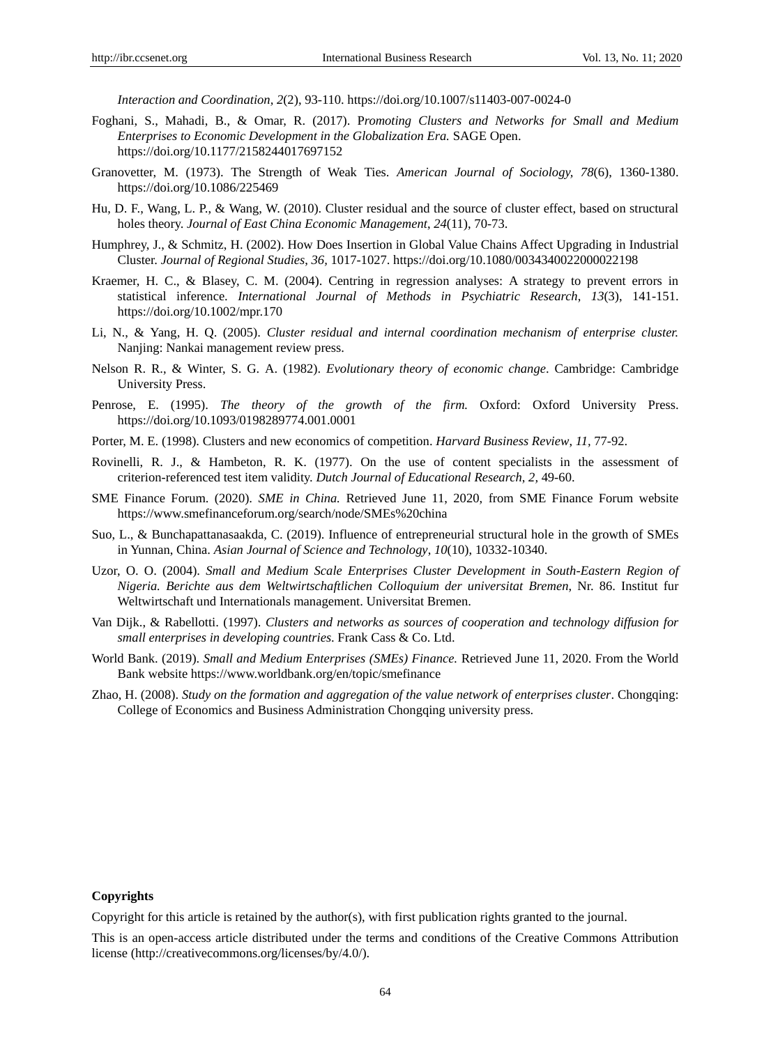*Interaction and Coordination*, *2*(2), 93-110. https://doi.org/10.1007/s11403-007-0024-0

Foghani, S., Mahadi, B., & Omar, R. (2017). P*romoting Clusters and Networks for Small and Medium Enterprises to Economic Development in the Globalization Era.* SAGE Open. https://doi.org/10.1177/2158244017697152

Granovetter, M. (1973). The Strength of Weak Ties. *American Journal of Sociology, 78*(6), 1360-1380. https://doi.org/10.1086/225469

Hu, D. F., Wang, L. P., & Wang, W. (2010). Cluster residual and the source of cluster effect, based on structural holes theory. *Journal of East China Economic Management*, *24*(11), 70-73.

Humphrey, J., & Schmitz, H. (2002). How Does Insertion in Global Value Chains Affect Upgrading in Industrial Cluster. *Journal of Regional Studies*, *36,* 1017-1027. https://doi.org/10.1080/0034340022000022198

Kraemer, H. C., & Blasey, C. M. (2004). Centring in regression analyses: A strategy to prevent errors in statistical inference. *International Journal of Methods in Psychiatric Research*, *13*(3), 141-151. https://doi.org/10.1002/mpr.170

Li, N., & Yang, H. Q. (2005). *Cluster residual and internal coordination mechanism of enterprise cluster.* Nanjing: Nankai management review press.

Nelson R. R., & Winter, S. G. A. (1982). *Evolutionary theory of economic change*. Cambridge: Cambridge University Press.

Penrose, E. (1995). *The theory of the growth of the firm.* Oxford: Oxford University Press. https://doi.org/10.1093/0198289774.001.0001

Porter, M. E. (1998). Clusters and new economics of competition. *Harvard Business Review*, *11*, 77-92.

Rovinelli, R. J., & Hambeton, R. K. (1977). On the use of content specialists in the assessment of criterion-referenced test item validity. *Dutch Journal of Educational Research*, *2,* 49-60.

SME Finance Forum. (2020). *SME in China.* Retrieved June 11, 2020, from SME Finance Forum website https://www.smefinanceforum.org/search/node/SMEs%20china

Suo, L., & Bunchapattanasaakda, C. (2019). Influence of entrepreneurial structural hole in the growth of SMEs in Yunnan, China. *Asian Journal of Science and Technology*, *10*(10), 10332-10340.

Uzor, O. O. (2004). *Small and Medium Scale Enterprises Cluster Development in South-Eastern Region of Nigeria. Berichte aus dem Weltwirtschaftlichen Colloquium der universitat Bremen*, Nr. 86. Institut fur Weltwirtschaft und Internationals management. Universitat Bremen.

Van Dijk., & Rabellotti. (1997). *Clusters and networks as sources of cooperation and technology diffusion for small enterprises in developing countries*. Frank Cass & Co. Ltd.

World Bank. (2019). *Small and Medium Enterprises (SMEs) Finance.* Retrieved June 11, 2020. From the World Bank website https://www.worldbank.org/en/topic/smefinance

Zhao, H. (2008). *Study on the formation and aggregation of the value network of enterprises cluster*. Chongqing: College of Economics and Business Administration Chongqing university press.

**Copyrights**

Copyright for this article is retained by the author(s), with first publication rights granted to the journal.

This is an open-access article distributed under the terms and conditions of the Creative Commons Attribution license (http://creativecommons.org/licenses/by/4.0/).